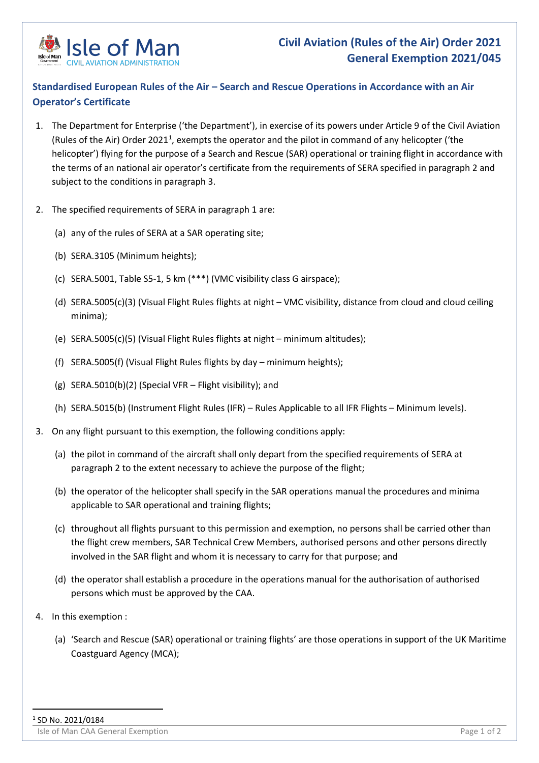# Civil Aviation (Rules of the Air) Order 2021
# General Exemption 2021/045

## Standardised European Rules of the Air – Search and Rescue Operations in Accordance with an Air Operator's Certificate

1. The Department for Enterprise ('the Department'), in exercise of its powers under Article 9 of the Civil Aviation (Rules of the Air) Order 2021[1], exempts the operator and the pilot in command of any helicopter ('the helicopter') flying for the purpose of a Search and Rescue (SAR) operational or training flight in accordance with the terms of an national air operator's certificate from the requirements of SERA specified in paragraph 2 and subject to the conditions in paragraph 3.

2. The specified requirements of SERA in paragraph 1 are:

   (a) any of the rules of SERA at a SAR operating site;

   (b) SERA.3105 (Minimum heights);

   (c) SERA.5001, Table S5-1, 5 km (***) (VMC visibility class G airspace);

   (d) SERA.5005(c)(3) (Visual Flight Rules flights at night – VMC visibility, distance from cloud and cloud ceiling minima);

   (e) SERA.5005(c)(5) (Visual Flight Rules flights at night – minimum altitudes);

   (f) SERA.5005(f) (Visual Flight Rules flights by day – minimum heights);

   (g) SERA.5010(b)(2) (Special VFR – Flight visibility); and

   (h) SERA.5015(b) (Instrument Flight Rules (IFR) – Rules Applicable to all IFR Flights – Minimum levels).

3. On any flight pursuant to this exemption, the following conditions apply:

   (a) the pilot in command of the aircraft shall only depart from the specified requirements of SERA at paragraph 2 to the extent necessary to achieve the purpose of the flight;

   (b) the operator of the helicopter shall specify in the SAR operations manual the procedures and minima applicable to SAR operational and training flights;

   (c) throughout all flights pursuant to this permission and exemption, no persons shall be carried other than the flight crew members, SAR Technical Crew Members, authorised persons and other persons directly involved in the SAR flight and whom it is necessary to carry for that purpose; and

   (d) the operator shall establish a procedure in the operations manual for the authorisation of authorised persons which must be approved by the CAA.

4. In this exemption :

   (a) 'Search and Rescue (SAR) operational or training flights' are those operations in support of the UK Maritime Coastguard Agency (MCA);

---

[1] SD No. 2021/0184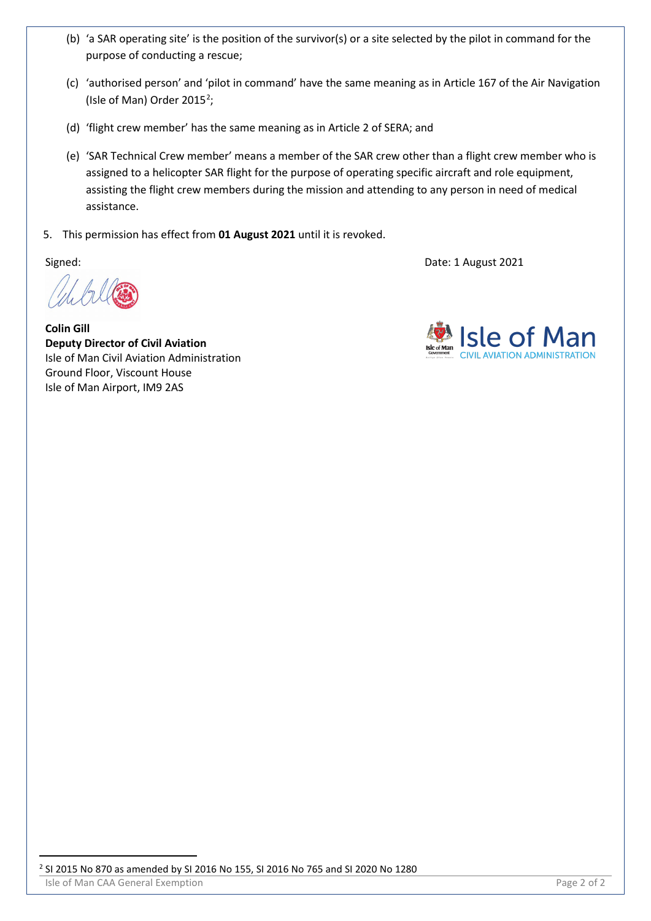(b) 'a SAR operating site' is the position of the survivor(s) or a site selected by the pilot in command for the purpose of conducting a rescue;

(c) 'authorised person' and 'pilot in command' have the same meaning as in Article 167 of the Air Navigation (Isle of Man) Order 2015[2];

(d) 'flight crew member' has the same meaning as in Article 2 of SERA; and

(e) 'SAR Technical Crew member' means a member of the SAR crew other than a flight crew member who is assigned to a helicopter SAR flight for the purpose of operating specific aircraft and role equipment, assisting the flight crew members during the mission and attending to any person in need of medical assistance.

5. This permission has effect from **01 August 2021** until it is revoked.

Signed:

Date: 1 August 2021

**Colin Gill**
**Deputy Director of Civil Aviation**
Isle of Man Civil Aviation Administration
Ground Floor, Viscount House
Isle of Man Airport, IM9 2AS

Isle of Man
CIVIL AVIATION ADMINISTRATION

[2] SI 2015 No 870 as amended by SI 2016 No 155, SI 2016 No 765 and SI 2020 No 1280